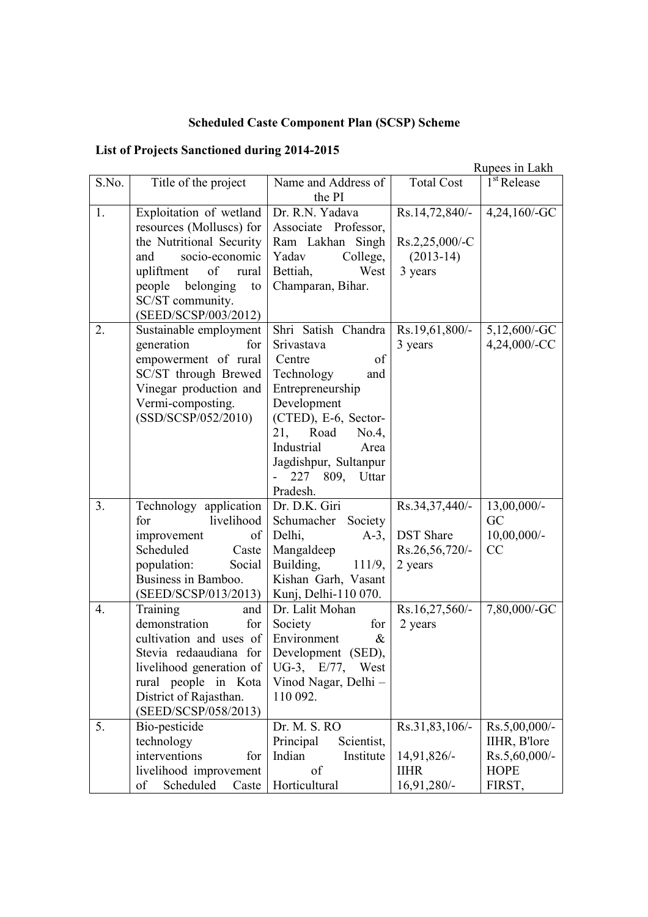**Scheduled Caste Component Plan (SCSP) Scheme**

**List of Projects Sanctioned during 2014-2015**

Rupees in Lakh

| S.No. | Title of the project | Name and Address of the PI | Total Cost | 1st Release |
|---|---|---|---|---|
| 1. | Exploitation of wetland resources (Molluscs) for the Nutritional Security and socio-economic upliftment of rural people belonging to SC/ST community. (SEED/SCSP/003/2012) | Dr. R.N. Yadava Associate Professor, Ram Lakhan Singh Yadav College, Bettiah, West Champaran, Bihar. | Rs.14,72,840/- Rs.2,25,000/-C (2013-14) 3 years | 4,24,160/-GC |
| 2. | Sustainable employment generation for empowerment of rural SC/ST through Brewed Vinegar production and Vermi-composting. (SSD/SCSP/052/2010) | Shri Satish Chandra Srivastava Centre of Technology and Entrepreneurship Development (CTED), E-6, Sector-21, Road No.4, Industrial Area Jagdishpur, Sultanpur - 227 809, Uttar Pradesh. | Rs.19,61,800/- 3 years | 5,12,600/-GC 4,24,000/-CC |
| 3. | Technology application for livelihood improvement of Scheduled Caste population: Social Business in Bamboo. (SEED/SCSP/013/2013) | Dr. D.K. Giri Schumacher Society Delhi, A-3, Mangaldeep Building, 111/9, Kishan Garh, Vasant Kunj, Delhi-110 070. | Rs.34,37,440/- DST Share Rs.26,56,720/- 2 years | 13,00,000/-GC 10,00,000/-CC |
| 4. | Training and demonstration for cultivation and uses of Stevia redaaudiana for livelihood generation of rural people in Kota District of Rajasthan. (SEED/SCSP/058/2013) | Dr. Lalit Mohan Society for Environment & Development (SED), UG-3, E/77, West Vinod Nagar, Delhi – 110 092. | Rs.16,27,560/- 2 years | 7,80,000/-GC |
| 5. | Bio-pesticide technology interventions for livelihood improvement of Scheduled Caste | Dr. M. S. RO Principal Scientist, Indian Institute of Horticultural | Rs.31,83,106/- 14,91,826/- IIHR 16,91,280/- | Rs.5,00,000/- IIHR, B'lore Rs.5,60,000/- HOPE FIRST, |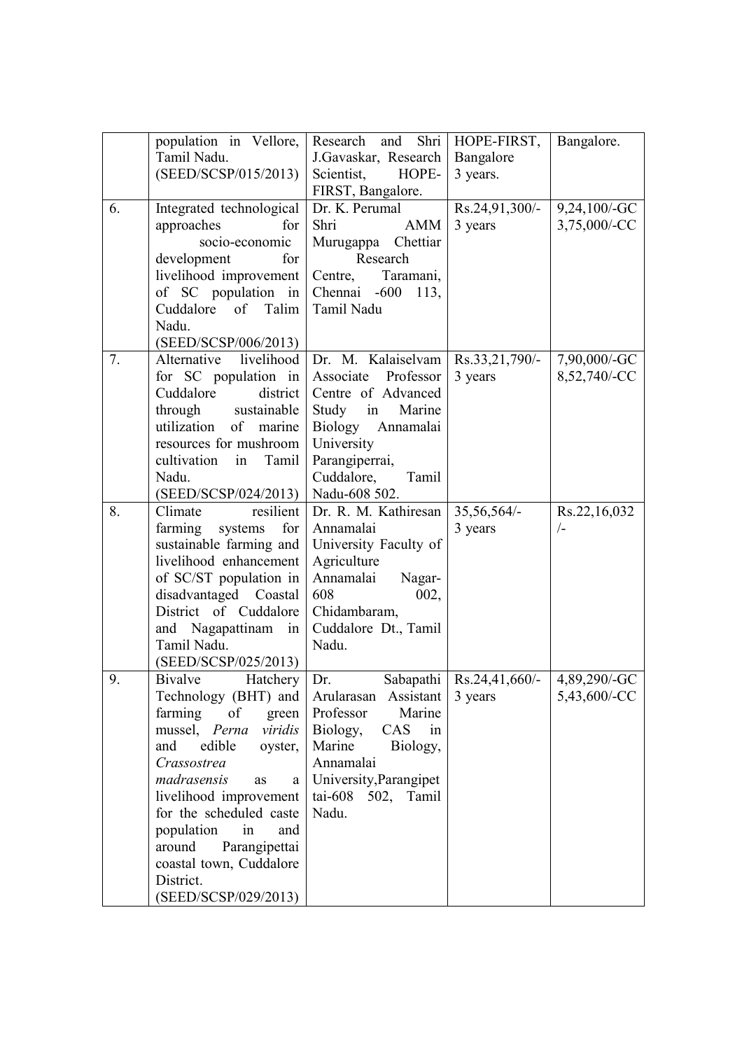| | | | | |
|---|---|---|---|---|
| | population in Vellore, Tamil Nadu. (SEED/SCSP/015/2013) | Research and Shri J.Gavaskar, Research Scientist, HOPE-FIRST, Bangalore. | HOPE-FIRST, Bangalore 3 years. | Bangalore. |
| 6. | Integrated technological approaches for socio-economic development for livelihood improvement of SC population in Cuddalore of Talim Nadu. (SEED/SCSP/006/2013) | Dr. K. Perumal Shri AMM Murugappa Chettiar Research Centre, Taramani, Chennai -600 113, Tamil Nadu | Rs.24,91,300/- 3 years | 9,24,100/-GC 3,75,000/-CC |
| 7. | Alternative livelihood for SC population in Cuddalore district through sustainable utilization of marine resources for mushroom cultivation in Tamil Nadu. (SEED/SCSP/024/2013) | Dr. M. Kalaiselvam Associate Professor Centre of Advanced Study in Marine Biology Annamalai University Parangiperrai, Cuddalore, Tamil Nadu-608 502. | Rs.33,21,790/- 3 years | 7,90,000/-GC 8,52,740/-CC |
| 8. | Climate resilient farming systems for sustainable farming and livelihood enhancement of SC/ST population in disadvantaged Coastal District of Cuddalore and Nagapattinam in Tamil Nadu. (SEED/SCSP/025/2013) | Dr. R. M. Kathiresan Annamalai University Faculty of Agriculture Annamalai Nagar-608 002, Chidambaram, Cuddalore Dt., Tamil Nadu. | 35,56,564/- 3 years | Rs.22,16,032 /- |
| 9. | Bivalve Hatchery Technology (BHT) and farming of green mussel, *Perna viridis* and edible oyster, *Crassostrea madrasensis* as a livelihood improvement for the scheduled caste population in and around Parangipettai coastal town, Cuddalore District. (SEED/SCSP/029/2013) | Dr. Sabapathi Arularasan Assistant Professor Marine Biology, CAS in Marine Biology, Annamalai University,Parangipettai-608 502, Tamil Nadu. | Rs.24,41,660/- 3 years | 4,89,290/-GC 5,43,600/-CC |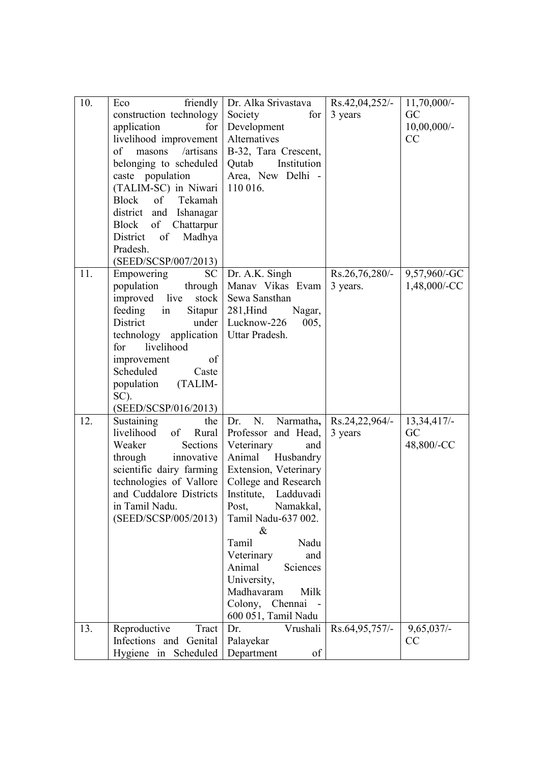| 10. | Eco friendly construction technology application for livelihood improvement of masons /artisans belonging to scheduled caste population (TALIM-SC) in Niwari Block of Tekamah district and Ishanagar Block of Chattarpur District of Madhya Pradesh. (SEED/SCSP/007/2013) | Dr. Alka Srivastava Society for Development Alternatives B-32, Tara Crescent, Qutab Institution Area, New Delhi - 110 016. | Rs.42,04,252/- 3 years | 11,70,000/- GC 10,00,000/- CC |
|---|---|---|---|---|
| 11. | Empowering SC population through improved live stock feeding in Sitapur District under technology application for livelihood improvement of Scheduled Caste population (TALIM-SC). (SEED/SCSP/016/2013) | Dr. A.K. Singh Manav Vikas Evam Sewa Sansthan 281,Hind Nagar, Lucknow-226 005, Uttar Pradesh. | Rs.26,76,280/- 3 years. | 9,57,960/-GC 1,48,000/-CC |
| 12. | Sustaining the livelihood of Rural Weaker Sections through innovative scientific dairy farming technologies of Vallore and Cuddalore Districts in Tamil Nadu. (SEED/SCSP/005/2013) | Dr. N. Narmatha, Professor and Head, Veterinary and Animal Husbandry Extension, Veterinary College and Research Institute, Ladduvadi Post, Namakkal, Tamil Nadu-637 002. & Tamil Nadu Veterinary and Animal Sciences University, Madhavaram Milk Colony, Chennai - 600 051, Tamil Nadu | Rs.24,22,964/- 3 years | 13,34,417/- GC 48,800/-CC |
| 13. | Reproductive Tract Infections and Genital Hygiene in Scheduled | Dr. Vrushali Palayekar Department of | Rs.64,95,757/- | 9,65,037/- CC |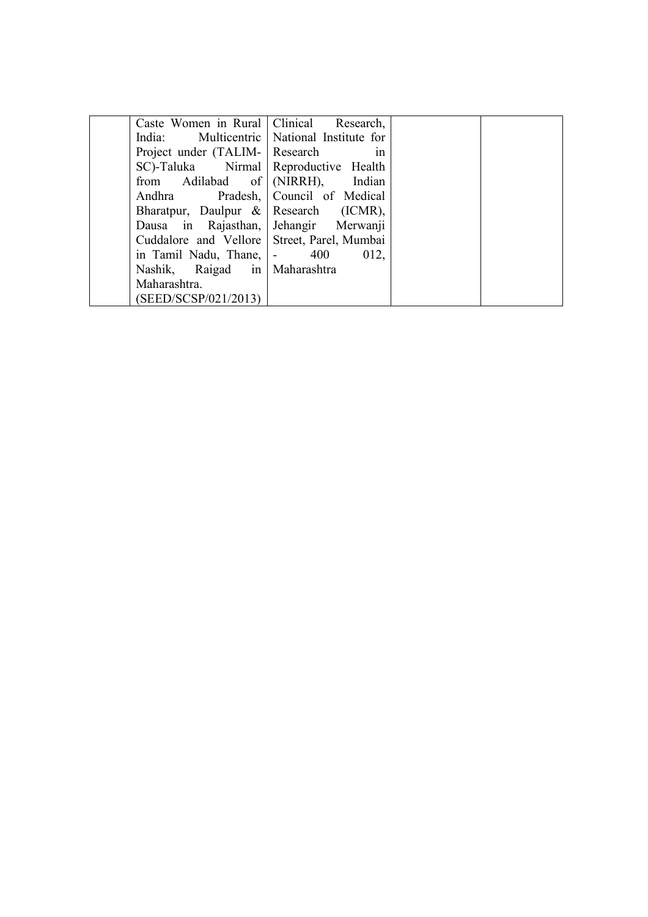| | | | | |
|---|---|---|---|---|
| | Caste Women in Rural India: Multicentric Project under (TALIM-SC)-Taluka Nirmal from Adilabad of Andhra Pradesh, Bharatpur, Daulpur & Dausa in Rajasthan, Cuddalore and Vellore in Tamil Nadu, Thane, Nashik, Raigad in Maharashtra. (SEED/SCSP/021/2013) | Clinical Research, National Institute for Research in Reproductive Health (NIRRH), Indian Council of Medical Research (ICMR), Jehangir Merwanji Street, Parel, Mumbai - 400 012, Maharashtra | | |